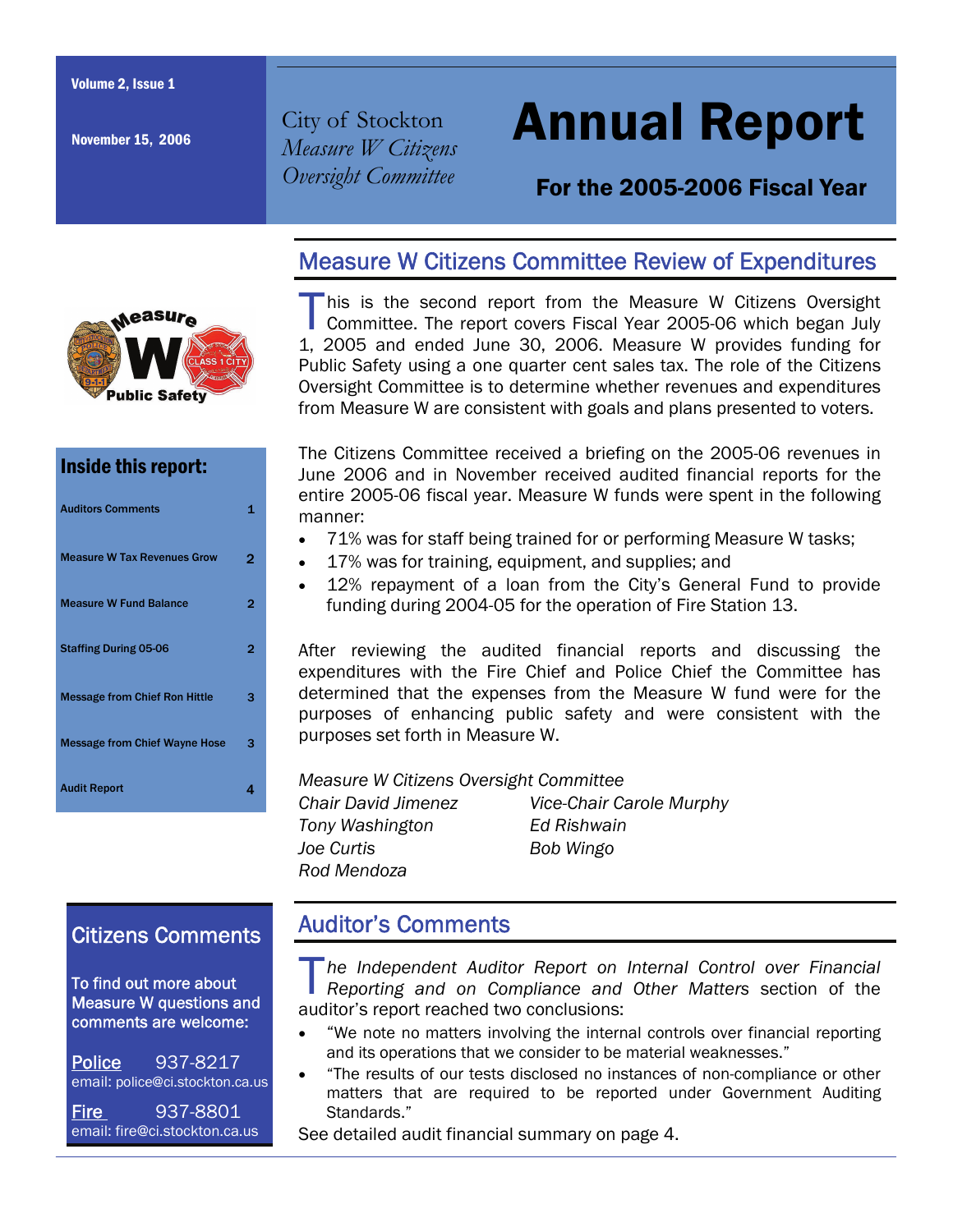Volume 2, Issue 1

November 15, 2006

City of Stockton
*Measure W Citizens Oversight Committee*

# Annual Report

## For the 2005-2006 Fiscal Year

## Measure W Citizens Committee Review of Expenditures

This is the second report from the Measure W Citizens Oversight Committee. The report covers Fiscal Year 2005-06 which began July 1, 2005 and ended June 30, 2006. Measure W provides funding for Public Safety using a one quarter cent sales tax. The role of the Citizens Oversight Committee is to determine whether revenues and expenditures from Measure W are consistent with goals and plans presented to voters.

The Citizens Committee received a briefing on the 2005-06 revenues in June 2006 and in November received audited financial reports for the entire 2005-06 fiscal year. Measure W funds were spent in the following manner:

- 71% was for staff being trained for or performing Measure W tasks;
- 17% was for training, equipment, and supplies; and
- 12% repayment of a loan from the City's General Fund to provide funding during 2004-05 for the operation of Fire Station 13.

After reviewing the audited financial reports and discussing the expenditures with the Fire Chief and Police Chief the Committee has determined that the expenses from the Measure W fund were for the purposes of enhancing public safety and were consistent with the purposes set forth in Measure W.

*Measure W Citizens Oversight Committee*

| | |
|---|---|
| *Chair David Jimenez* | *Vice-Chair Carole Murphy* |
| *Tony Washington* | *Ed Rishwain* |
| *Joe Curtis* | *Bob Wingo* |
| *Rod Mendoza* | |

### Inside this report:

| | |
|---|---|
| Auditors Comments | 1 |
| Measure W Tax Revenues Grow | 2 |
| Measure W Fund Balance | 2 |
| Staffing During 05-06 | 2 |
| Message from Chief Ron Hittle | 3 |
| Message from Chief Wayne Hose | 3 |
| Audit Report | 4 |

## Auditor's Comments

*The Independent Auditor Report on Internal Control over Financial Reporting and on Compliance and Other Matters* section of the auditor's report reached two conclusions:

- "We note no matters involving the internal controls over financial reporting and its operations that we consider to be material weaknesses."
- "The results of our tests disclosed no instances of non-compliance or other matters that are required to be reported under Government Auditing Standards."

See detailed audit financial summary on page 4.

## Citizens Comments

To find out more about Measure W questions and comments are welcome:

**Police** 937-8217
email: police@ci.stockton.ca.us

**Fire** 937-8801
email: fire@ci.stockton.ca.us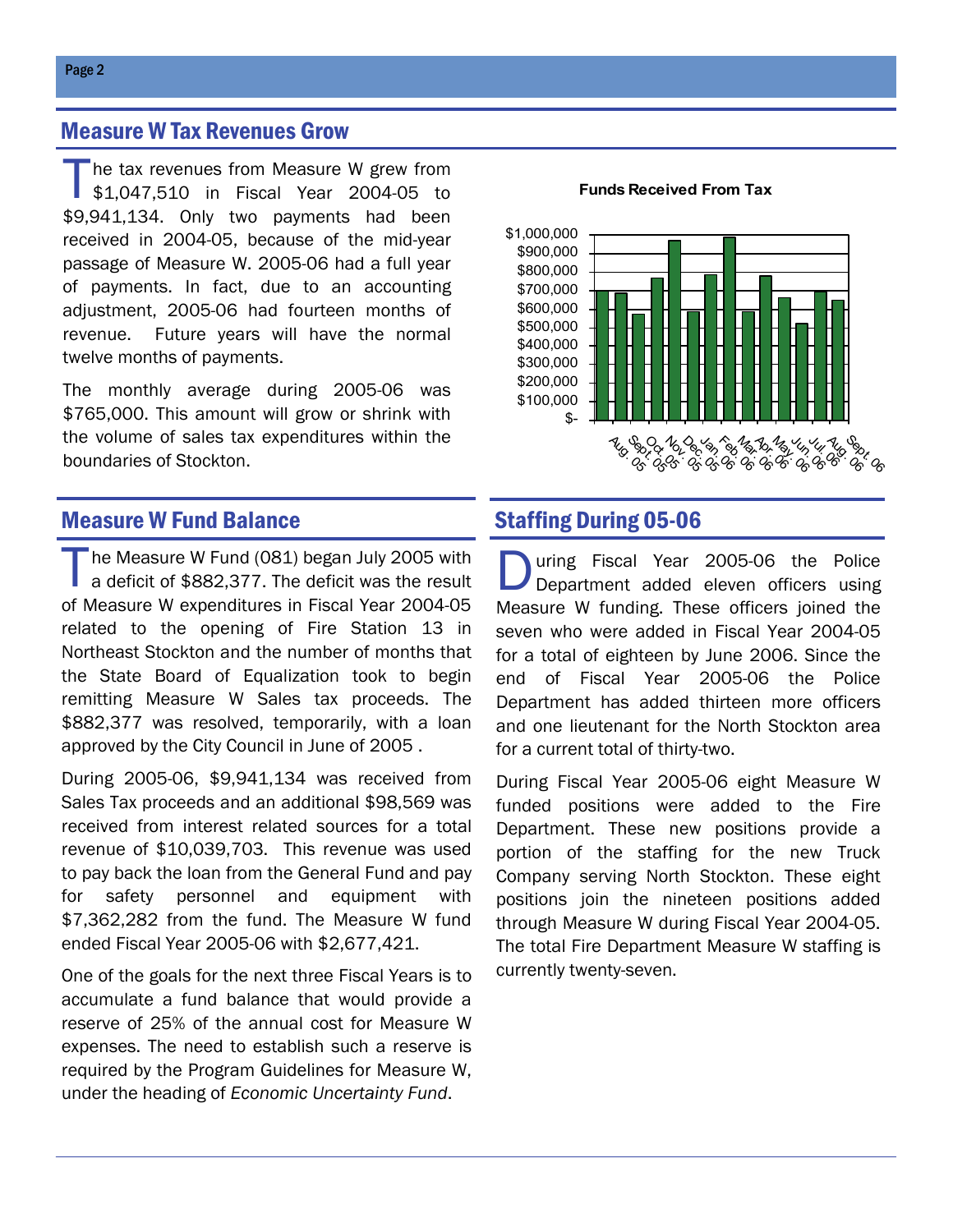## Measure W Tax Revenues Grow

The tax revenues from Measure W grew from $1,047,510 in Fiscal Year 2004-05 to $9,941,134. Only two payments had been received in 2004-05, because of the mid-year passage of Measure W. 2005-06 had a full year of payments. In fact, due to an accounting adjustment, 2005-06 had fourteen months of revenue. Future years will have the normal twelve months of payments.

The monthly average during 2005-06 was $765,000. This amount will grow or shrink with the volume of sales tax expenditures within the boundaries of Stockton.

**Funds Received From Tax**

$1,000,000
$900,000
$800,000
$700,000
$600,000
$500,000
$400,000
$300,000
$200,000
$100,000
$-

Aug. 05, Sept. 05, Oct. 05, Nov. 05, Dec. 05, Jan. 06, Feb. 06, Mar. 06, Apr. 06, May. 06, Jun. 06, Jul. 06, Aug. 06, Sept. 06

## Measure W Fund Balance

The Measure W Fund (081) began July 2005 with a deficit of $882,377. The deficit was the result of Measure W expenditures in Fiscal Year 2004-05 related to the opening of Fire Station 13 in Northeast Stockton and the number of months that the State Board of Equalization took to begin remitting Measure W Sales tax proceeds. The $882,377 was resolved, temporarily, with a loan approved by the City Council in June of 2005 .

During 2005-06, $9,941,134 was received from Sales Tax proceeds and an additional $98,569 was received from interest related sources for a total revenue of $10,039,703. This revenue was used to pay back the loan from the General Fund and pay for safety personnel and equipment with $7,362,282 from the fund. The Measure W fund ended Fiscal Year 2005-06 with $2,677,421.

One of the goals for the next three Fiscal Years is to accumulate a fund balance that would provide a reserve of 25% of the annual cost for Measure W expenses. The need to establish such a reserve is required by the Program Guidelines for Measure W, under the heading of *Economic Uncertainty Fund*.

## Staffing During 05-06

During Fiscal Year 2005-06 the Police Department added eleven officers using Measure W funding. These officers joined the seven who were added in Fiscal Year 2004-05 for a total of eighteen by June 2006. Since the end of Fiscal Year 2005-06 the Police Department has added thirteen more officers and one lieutenant for the North Stockton area for a current total of thirty-two.

During Fiscal Year 2005-06 eight Measure W funded positions were added to the Fire Department. These new positions provide a portion of the staffing for the new Truck Company serving North Stockton. These eight positions join the nineteen positions added through Measure W during Fiscal Year 2004-05. The total Fire Department Measure W staffing is currently twenty-seven.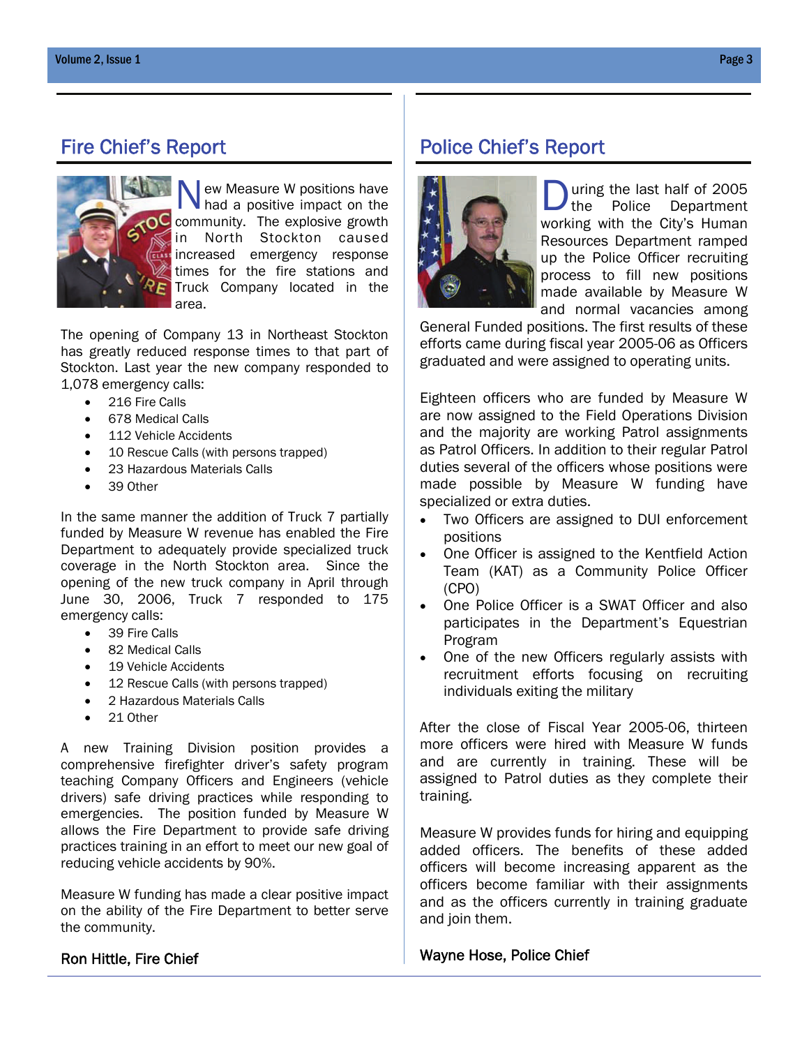## Fire Chief's Report

New Measure W positions have had a positive impact on the community. The explosive growth in North Stockton caused increased emergency response times for the fire stations and Truck Company located in the area.

The opening of Company 13 in Northeast Stockton has greatly reduced response times to that part of Stockton. Last year the new company responded to 1,078 emergency calls:

- 216 Fire Calls
- 678 Medical Calls
- 112 Vehicle Accidents
- 10 Rescue Calls (with persons trapped)
- 23 Hazardous Materials Calls
- 39 Other

In the same manner the addition of Truck 7 partially funded by Measure W revenue has enabled the Fire Department to adequately provide specialized truck coverage in the North Stockton area. Since the opening of the new truck company in April through June 30, 2006, Truck 7 responded to 175 emergency calls:

- 39 Fire Calls
- 82 Medical Calls
- 19 Vehicle Accidents
- 12 Rescue Calls (with persons trapped)
- 2 Hazardous Materials Calls
- 21 Other

A new Training Division position provides a comprehensive firefighter driver's safety program teaching Company Officers and Engineers (vehicle drivers) safe driving practices while responding to emergencies. The position funded by Measure W allows the Fire Department to provide safe driving practices training in an effort to meet our new goal of reducing vehicle accidents by 90%.

Measure W funding has made a clear positive impact on the ability of the Fire Department to better serve the community.

Ron Hittle, Fire Chief

## Police Chief's Report

During the last half of 2005 the Police Department working with the City's Human Resources Department ramped up the Police Officer recruiting process to fill new positions made available by Measure W and normal vacancies among General Funded positions. The first results of these efforts came during fiscal year 2005-06 as Officers graduated and were assigned to operating units.

Eighteen officers who are funded by Measure W are now assigned to the Field Operations Division and the majority are working Patrol assignments as Patrol Officers. In addition to their regular Patrol duties several of the officers whose positions were made possible by Measure W funding have specialized or extra duties.

- Two Officers are assigned to DUI enforcement positions
- One Officer is assigned to the Kentfield Action Team (KAT) as a Community Police Officer (CPO)
- One Police Officer is a SWAT Officer and also participates in the Department's Equestrian Program
- One of the new Officers regularly assists with recruitment efforts focusing on recruiting individuals exiting the military

After the close of Fiscal Year 2005-06, thirteen more officers were hired with Measure W funds and are currently in training. These will be assigned to Patrol duties as they complete their training.

Measure W provides funds for hiring and equipping added officers. The benefits of these added officers will become increasing apparent as the officers become familiar with their assignments and as the officers currently in training graduate and join them.

Wayne Hose, Police Chief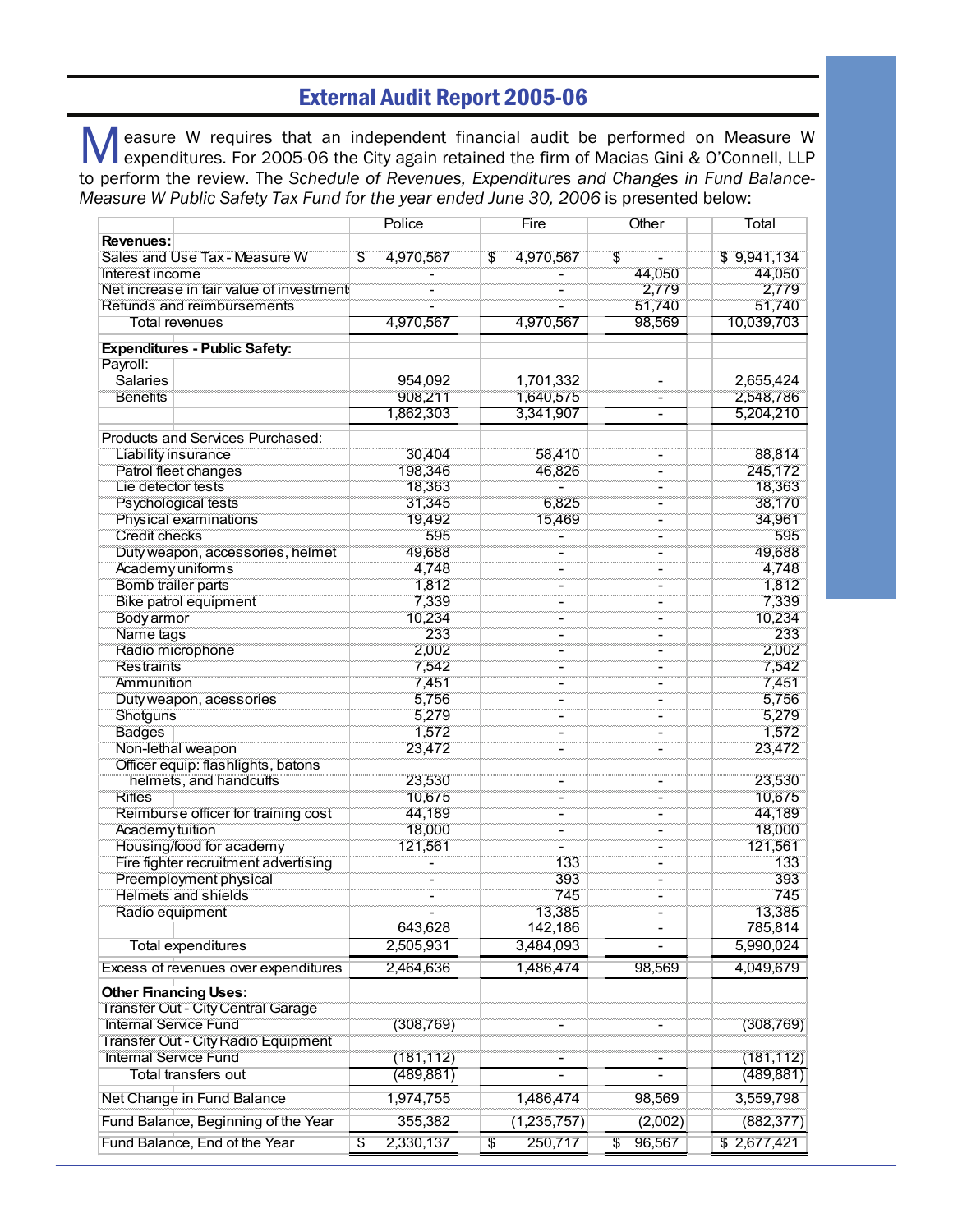# External Audit Report 2005-06

Measure W requires that an independent financial audit be performed on Measure W expenditures. For 2005-06 the City again retained the firm of Macias Gini & O'Connell, LLP to perform the review. The *Schedule of Revenues, Expenditures and Changes in Fund Balance-Measure W Public Safety Tax Fund for the year ended June 30, 2006* is presented below:

| | Police | Fire | Other | Total |
|---|---|---|---|---|
| **Revenues:** | | | | |
| Sales and Use Tax - Measure W | $ 4,970,567 | $ 4,970,567 | $ - | $ 9,941,134 |
| Interest income | - | - | 44,050 | 44,050 |
| Net increase in fair value of investment | - | - | 2,779 | 2,779 |
| Refunds and reimbursements | - | - | 51,740 | 51,740 |
| Total revenues | 4,970,567 | 4,970,567 | 98,569 | 10,039,703 |
| **Expenditures - Public Safety:** | | | | |
| Payroll: | | | | |
| Salaries | 954,092 | 1,701,332 | - | 2,655,424 |
| Benefits | 908,211 | 1,640,575 | - | 2,548,786 |
| | 1,862,303 | 3,341,907 | - | 5,204,210 |
| Products and Services Purchased: | | | | |
| Liability insurance | 30,404 | 58,410 | - | 88,814 |
| Patrol fleet changes | 198,346 | 46,826 | - | 245,172 |
| Lie detector tests | 18,363 | - | - | 18,363 |
| Psychological tests | 31,345 | 6,825 | - | 38,170 |
| Physical examinations | 19,492 | 15,469 | - | 34,961 |
| Credit checks | 595 | - | - | 595 |
| Duty weapon, accessories, helmet | 49,688 | - | - | 49,688 |
| Academy uniforms | 4,748 | - | - | 4,748 |
| Bomb trailer parts | 1,812 | - | - | 1,812 |
| Bike patrol equipment | 7,339 | - | - | 7,339 |
| Body armor | 10,234 | - | - | 10,234 |
| Name tags | 233 | - | - | 233 |
| Radio microphone | 2,002 | - | - | 2,002 |
| Restraints | 7,542 | - | - | 7,542 |
| Ammunition | 7,451 | - | - | 7,451 |
| Duty weapon, acessories | 5,756 | - | - | 5,756 |
| Shotguns | 5,279 | - | - | 5,279 |
| Badges | 1,572 | - | - | 1,572 |
| Non-lethal weapon | 23,472 | - | - | 23,472 |
| Officer equip: flashlights, batons helmets, and handcuffs | 23,530 | - | - | 23,530 |
| Rifles | 10,675 | - | - | 10,675 |
| Reimburse officer for training cost | 44,189 | - | - | 44,189 |
| Academy tuition | 18,000 | - | - | 18,000 |
| Housing/food for academy | 121,561 | - | - | 121,561 |
| Fire fighter recruitment advertising | - | 133 | - | 133 |
| Preemployment physical | - | 393 | - | 393 |
| Helmets and shields | - | 745 | - | 745 |
| Radio equipment | - | 13,385 | - | 13,385 |
| | 643,628 | 142,186 | - | 785,814 |
| Total expenditures | 2,505,931 | 3,484,093 | - | 5,990,024 |
| Excess of revenues over expenditures | 2,464,636 | 1,486,474 | 98,569 | 4,049,679 |
| **Other Financing Uses:** | | | | |
| Transfer Out - City Central Garage Internal Service Fund | (308,769) | - | - | (308,769) |
| Transfer Out - City Radio Equipment Internal Service Fund | (181,112) | - | - | (181,112) |
| Total transfers out | (489,881) | - | - | (489,881) |
| Net Change in Fund Balance | 1,974,755 | 1,486,474 | 98,569 | 3,559,798 |
| Fund Balance, Beginning of the Year | 355,382 | (1,235,757) | (2,002) | (882,377) |
| Fund Balance, End of the Year | $ 2,330,137 | $ 250,717 | $ 96,567 | $ 2,677,421 |